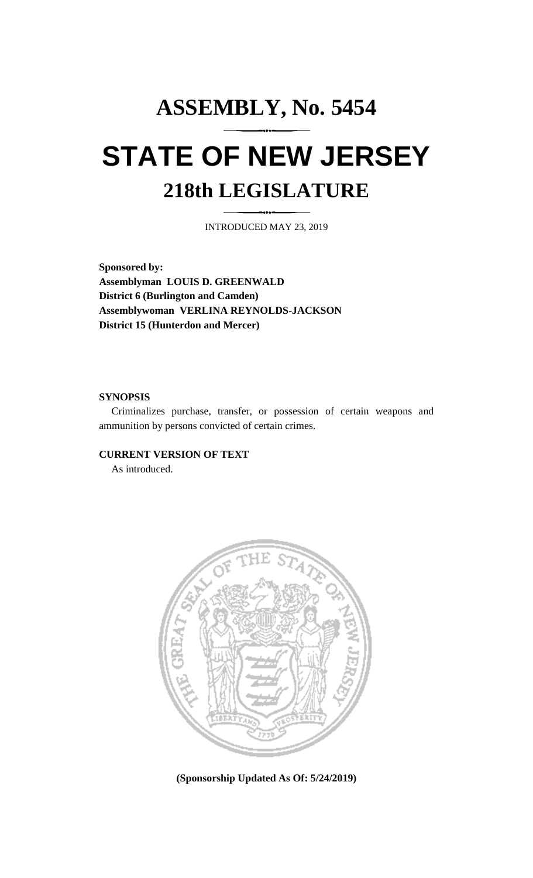# ASSEMBLY, No. 5454

# STATE OF NEW JERSEY

## 218th LEGISLATURE

INTRODUCED MAY 23, 2019

**Sponsored by:**
**Assemblyman LOUIS D. GREENWALD**
**District 6 (Burlington and Camden)**
**Assemblywoman VERLINA REYNOLDS-JACKSON**
**District 15 (Hunterdon and Mercer)**

**SYNOPSIS**

Criminalizes purchase, transfer, or possession of certain weapons and ammunition by persons convicted of certain crimes.

**CURRENT VERSION OF TEXT**

As introduced.

**(Sponsorship Updated As Of: 5/24/2019)**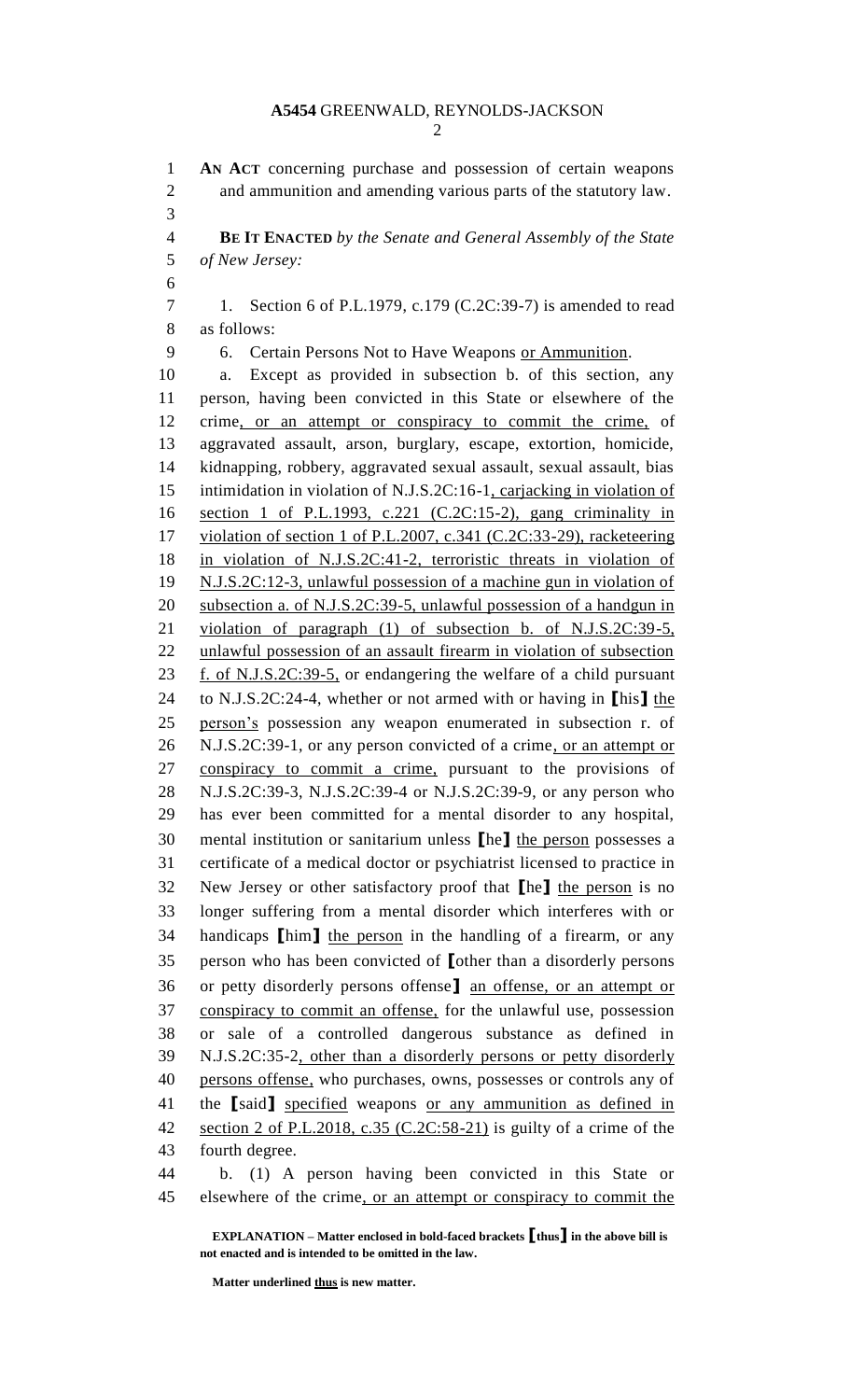**AN ACT** concerning purchase and possession of certain weapons and ammunition and amending various parts of the statutory law.

**BE IT ENACTED** *by the Senate and General Assembly of the State of New Jersey:*

1. Section 6 of P.L.1979, c.179 (C.2C:39-7) is amended to read as follows:

6. Certain Persons Not to Have Weapons <u>or Ammunition</u>.

a. Except as provided in subsection b. of this section, any person, having been convicted in this State or elsewhere of the crime<u>, or an attempt or conspiracy to commit the crime,</u> of aggravated assault, arson, burglary, escape, extortion, homicide, kidnapping, robbery, aggravated sexual assault, sexual assault, bias intimidation in violation of N.J.S.2C:16-1<u>, carjacking in violation of section 1 of P.L.1993, c.221 (C.2C:15-2), gang criminality in violation of section 1 of P.L.2007, c.341 (C.2C:33-29), racketeering in violation of N.J.S.2C:41-2, terroristic threats in violation of N.J.S.2C:12-3, unlawful possession of a machine gun in violation of subsection a. of N.J.S.2C:39-5, unlawful possession of a handgun in violation of paragraph (1) of subsection b. of N.J.S.2C:39-5, unlawful possession of an assault firearm in violation of subsection f. of N.J.S.2C:39-5,</u> or endangering the welfare of a child pursuant to N.J.S.2C:24-4, whether or not armed with or having in **[**his**]** <u>the person's</u> possession any weapon enumerated in subsection r. of N.J.S.2C:39-1, or any person convicted of a crime<u>, or an attempt or conspiracy to commit a crime,</u> pursuant to the provisions of N.J.S.2C:39-3, N.J.S.2C:39-4 or N.J.S.2C:39-9, or any person who has ever been committed for a mental disorder to any hospital, mental institution or sanitarium unless **[**he**]** <u>the person</u> possesses a certificate of a medical doctor or psychiatrist licensed to practice in New Jersey or other satisfactory proof that **[**he**]** <u>the person</u> is no longer suffering from a mental disorder which interferes with or handicaps **[**him**]** <u>the person</u> in the handling of a firearm, or any person who has been convicted of **[**other than a disorderly persons or petty disorderly persons offense**]** <u>an offense, or an attempt or conspiracy to commit an offense,</u> for the unlawful use, possession or sale of a controlled dangerous substance as defined in N.J.S.2C:35-2<u>, other than a disorderly persons or petty disorderly persons offense,</u> who purchases, owns, possesses or controls any of the **[**said**]** <u>specified</u> weapons <u>or any ammunition as defined in section 2 of P.L.2018, c.35 (C.2C:58-21)</u> is guilty of a crime of the fourth degree.

b. (1) A person having been convicted in this State or elsewhere of the crime<u>, or an attempt or conspiracy to commit the</u>

**EXPLANATION – Matter enclosed in bold-faced brackets [thus] in the above bill is not enacted and is intended to be omitted in the law.**

**Matter underlined <u>thus</u> is new matter.**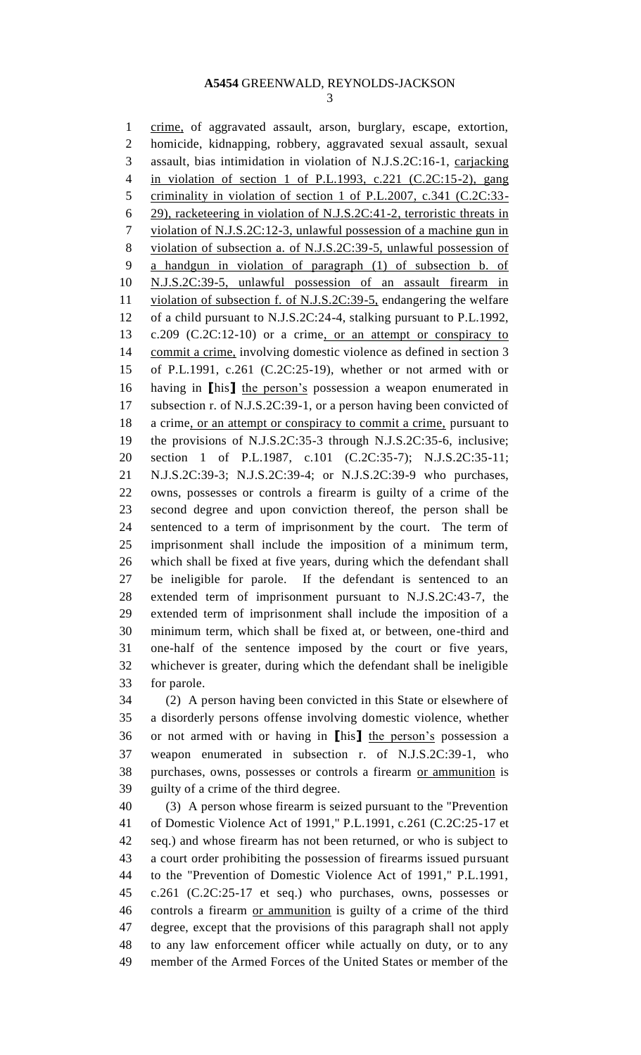crime, of aggravated assault, arson, burglary, escape, extortion, homicide, kidnapping, robbery, aggravated sexual assault, sexual assault, bias intimidation in violation of N.J.S.2C:16-1, carjacking in violation of section 1 of P.L.1993, c.221 (C.2C:15-2), gang criminality in violation of section 1 of P.L.2007, c.341 (C.2C:33-29), racketeering in violation of N.J.S.2C:41-2, terroristic threats in violation of N.J.S.2C:12-3, unlawful possession of a machine gun in violation of subsection a. of N.J.S.2C:39-5, unlawful possession of a handgun in violation of paragraph (1) of subsection b. of N.J.S.2C:39-5, unlawful possession of an assault firearm in violation of subsection f. of N.J.S.2C:39-5, endangering the welfare of a child pursuant to N.J.S.2C:24-4, stalking pursuant to P.L.1992, c.209 (C.2C:12-10) or a crime, or an attempt or conspiracy to commit a crime, involving domestic violence as defined in section 3 of P.L.1991, c.261 (C.2C:25-19), whether or not armed with or having in [his] the person's possession a weapon enumerated in subsection r. of N.J.S.2C:39-1, or a person having been convicted of a crime, or an attempt or conspiracy to commit a crime, pursuant to the provisions of N.J.S.2C:35-3 through N.J.S.2C:35-6, inclusive; section 1 of P.L.1987, c.101 (C.2C:35-7); N.J.S.2C:35-11; N.J.S.2C:39-3; N.J.S.2C:39-4; or N.J.S.2C:39-9 who purchases, owns, possesses or controls a firearm is guilty of a crime of the second degree and upon conviction thereof, the person shall be sentenced to a term of imprisonment by the court. The term of imprisonment shall include the imposition of a minimum term, which shall be fixed at five years, during which the defendant shall be ineligible for parole. If the defendant is sentenced to an extended term of imprisonment pursuant to N.J.S.2C:43-7, the extended term of imprisonment shall include the imposition of a minimum term, which shall be fixed at, or between, one-third and one-half of the sentence imposed by the court or five years, whichever is greater, during which the defendant shall be ineligible for parole.

(2) A person having been convicted in this State or elsewhere of a disorderly persons offense involving domestic violence, whether or not armed with or having in [his] the person's possession a weapon enumerated in subsection r. of N.J.S.2C:39-1, who purchases, owns, possesses or controls a firearm or ammunition is guilty of a crime of the third degree.

(3) A person whose firearm is seized pursuant to the "Prevention of Domestic Violence Act of 1991," P.L.1991, c.261 (C.2C:25-17 et seq.) and whose firearm has not been returned, or who is subject to a court order prohibiting the possession of firearms issued pursuant to the "Prevention of Domestic Violence Act of 1991," P.L.1991, c.261 (C.2C:25-17 et seq.) who purchases, owns, possesses or controls a firearm or ammunition is guilty of a crime of the third degree, except that the provisions of this paragraph shall not apply to any law enforcement officer while actually on duty, or to any member of the Armed Forces of the United States or member of the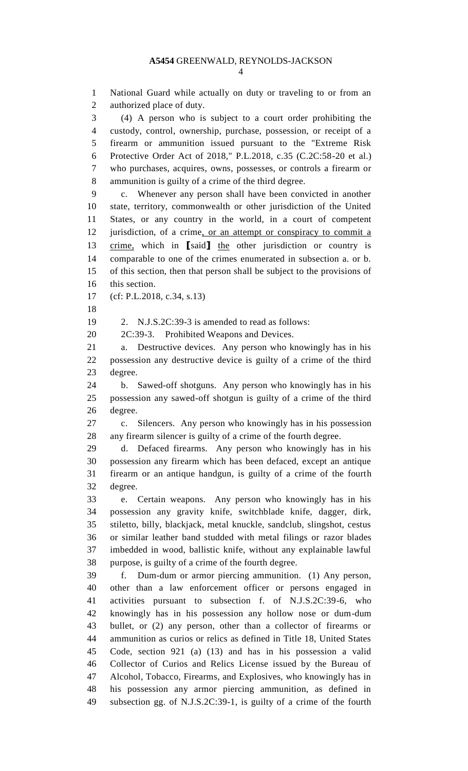National Guard while actually on duty or traveling to or from an authorized place of duty.

(4) A person who is subject to a court order prohibiting the custody, control, ownership, purchase, possession, or receipt of a firearm or ammunition issued pursuant to the "Extreme Risk Protective Order Act of 2018," P.L.2018, c.35 (C.2C:58-20 et al.) who purchases, acquires, owns, possesses, or controls a firearm or ammunition is guilty of a crime of the third degree.

c. Whenever any person shall have been convicted in another state, territory, commonwealth or other jurisdiction of the United States, or any country in the world, in a court of competent jurisdiction, of a crime, or an attempt or conspiracy to commit a crime, which in [said] the other jurisdiction or country is comparable to one of the crimes enumerated in subsection a. or b. of this section, then that person shall be subject to the provisions of this section.

(cf: P.L.2018, c.34, s.13)

2. N.J.S.2C:39-3 is amended to read as follows:

2C:39-3. Prohibited Weapons and Devices.

a. Destructive devices. Any person who knowingly has in his possession any destructive device is guilty of a crime of the third degree.

b. Sawed-off shotguns. Any person who knowingly has in his possession any sawed-off shotgun is guilty of a crime of the third degree.

c. Silencers. Any person who knowingly has in his possession any firearm silencer is guilty of a crime of the fourth degree.

d. Defaced firearms. Any person who knowingly has in his possession any firearm which has been defaced, except an antique firearm or an antique handgun, is guilty of a crime of the fourth degree.

e. Certain weapons. Any person who knowingly has in his possession any gravity knife, switchblade knife, dagger, dirk, stiletto, billy, blackjack, metal knuckle, sandclub, slingshot, cestus or similar leather band studded with metal filings or razor blades imbedded in wood, ballistic knife, without any explainable lawful purpose, is guilty of a crime of the fourth degree.

f. Dum-dum or armor piercing ammunition. (1) Any person, other than a law enforcement officer or persons engaged in activities pursuant to subsection f. of N.J.S.2C:39-6, who knowingly has in his possession any hollow nose or dum-dum bullet, or (2) any person, other than a collector of firearms or ammunition as curios or relics as defined in Title 18, United States Code, section 921 (a) (13) and has in his possession a valid Collector of Curios and Relics License issued by the Bureau of Alcohol, Tobacco, Firearms, and Explosives, who knowingly has in his possession any armor piercing ammunition, as defined in subsection gg. of N.J.S.2C:39-1, is guilty of a crime of the fourth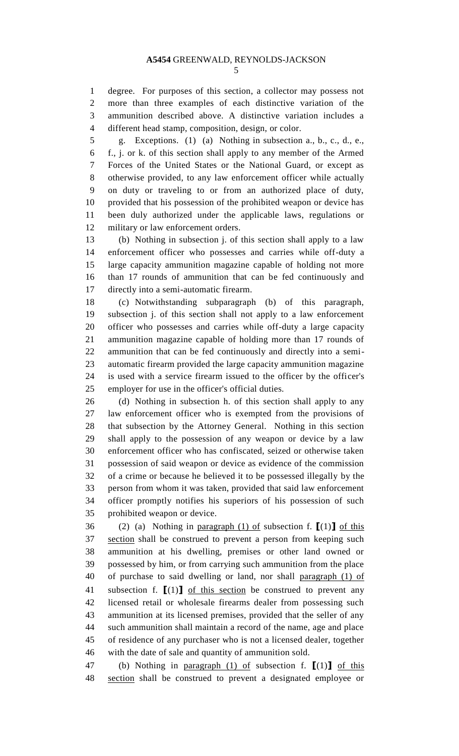degree. For purposes of this section, a collector may possess not more than three examples of each distinctive variation of the ammunition described above. A distinctive variation includes a different head stamp, composition, design, or color.

g. Exceptions. (1) (a) Nothing in subsection a., b., c., d., e., f., j. or k. of this section shall apply to any member of the Armed Forces of the United States or the National Guard, or except as otherwise provided, to any law enforcement officer while actually on duty or traveling to or from an authorized place of duty, provided that his possession of the prohibited weapon or device has been duly authorized under the applicable laws, regulations or military or law enforcement orders.

(b) Nothing in subsection j. of this section shall apply to a law enforcement officer who possesses and carries while off-duty a large capacity ammunition magazine capable of holding not more than 17 rounds of ammunition that can be fed continuously and directly into a semi-automatic firearm.

(c) Notwithstanding subparagraph (b) of this paragraph, subsection j. of this section shall not apply to a law enforcement officer who possesses and carries while off-duty a large capacity ammunition magazine capable of holding more than 17 rounds of ammunition that can be fed continuously and directly into a semi-automatic firearm provided the large capacity ammunition magazine is used with a service firearm issued to the officer by the officer's employer for use in the officer's official duties.

(d) Nothing in subsection h. of this section shall apply to any law enforcement officer who is exempted from the provisions of that subsection by the Attorney General. Nothing in this section shall apply to the possession of any weapon or device by a law enforcement officer who has confiscated, seized or otherwise taken possession of said weapon or device as evidence of the commission of a crime or because he believed it to be possessed illegally by the person from whom it was taken, provided that said law enforcement officer promptly notifies his superiors of his possession of such prohibited weapon or device.

(2) (a) Nothing in paragraph (1) of subsection f. [(1)] of this section shall be construed to prevent a person from keeping such ammunition at his dwelling, premises or other land owned or possessed by him, or from carrying such ammunition from the place of purchase to said dwelling or land, nor shall paragraph (1) of subsection f. [(1)] of this section be construed to prevent any licensed retail or wholesale firearms dealer from possessing such ammunition at its licensed premises, provided that the seller of any such ammunition shall maintain a record of the name, age and place of residence of any purchaser who is not a licensed dealer, together with the date of sale and quantity of ammunition sold.

(b) Nothing in paragraph (1) of subsection f. [(1)] of this section shall be construed to prevent a designated employee or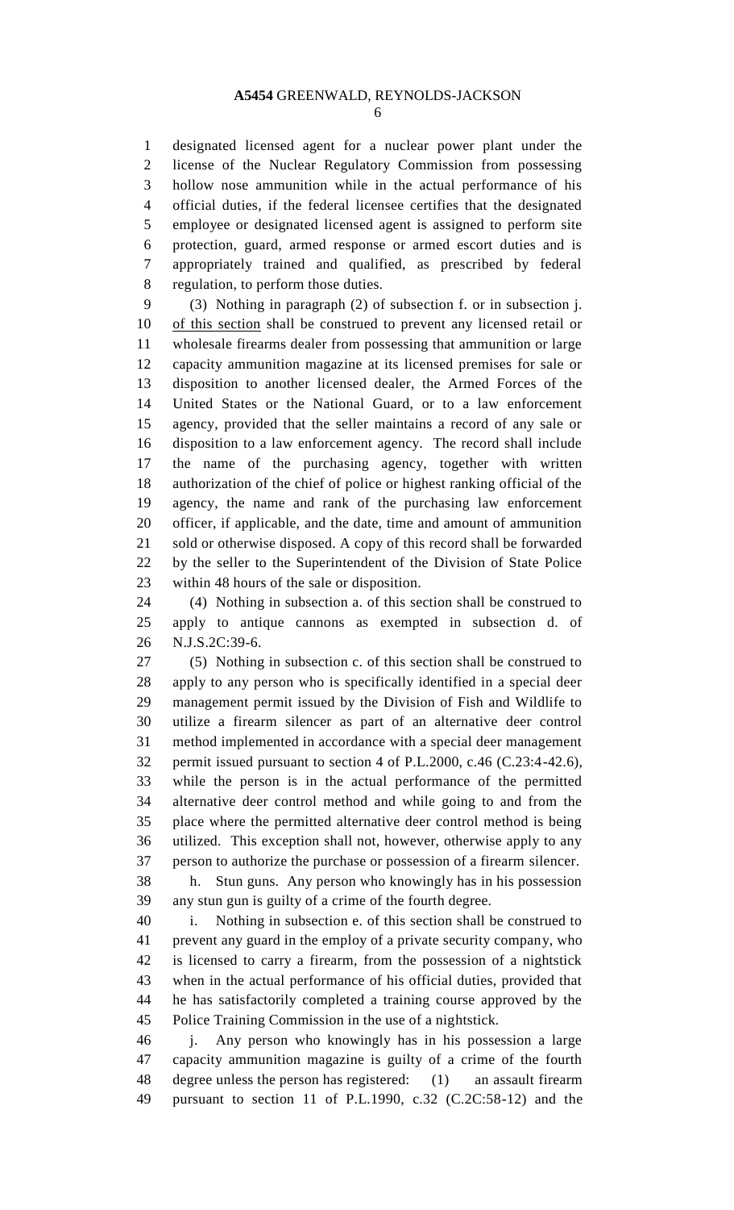designated licensed agent for a nuclear power plant under the license of the Nuclear Regulatory Commission from possessing hollow nose ammunition while in the actual performance of his official duties, if the federal licensee certifies that the designated employee or designated licensed agent is assigned to perform site protection, guard, armed response or armed escort duties and is appropriately trained and qualified, as prescribed by federal regulation, to perform those duties.

(3) Nothing in paragraph (2) of subsection f. or in subsection j. of this section shall be construed to prevent any licensed retail or wholesale firearms dealer from possessing that ammunition or large capacity ammunition magazine at its licensed premises for sale or disposition to another licensed dealer, the Armed Forces of the United States or the National Guard, or to a law enforcement agency, provided that the seller maintains a record of any sale or disposition to a law enforcement agency. The record shall include the name of the purchasing agency, together with written authorization of the chief of police or highest ranking official of the agency, the name and rank of the purchasing law enforcement officer, if applicable, and the date, time and amount of ammunition sold or otherwise disposed. A copy of this record shall be forwarded by the seller to the Superintendent of the Division of State Police within 48 hours of the sale or disposition.

(4) Nothing in subsection a. of this section shall be construed to apply to antique cannons as exempted in subsection d. of N.J.S.2C:39-6.

(5) Nothing in subsection c. of this section shall be construed to apply to any person who is specifically identified in a special deer management permit issued by the Division of Fish and Wildlife to utilize a firearm silencer as part of an alternative deer control method implemented in accordance with a special deer management permit issued pursuant to section 4 of P.L.2000, c.46 (C.23:4-42.6), while the person is in the actual performance of the permitted alternative deer control method and while going to and from the place where the permitted alternative deer control method is being utilized. This exception shall not, however, otherwise apply to any person to authorize the purchase or possession of a firearm silencer.

h. Stun guns. Any person who knowingly has in his possession any stun gun is guilty of a crime of the fourth degree.

i. Nothing in subsection e. of this section shall be construed to prevent any guard in the employ of a private security company, who is licensed to carry a firearm, from the possession of a nightstick when in the actual performance of his official duties, provided that he has satisfactorily completed a training course approved by the Police Training Commission in the use of a nightstick.

j. Any person who knowingly has in his possession a large capacity ammunition magazine is guilty of a crime of the fourth degree unless the person has registered: (1) an assault firearm pursuant to section 11 of P.L.1990, c.32 (C.2C:58-12) and the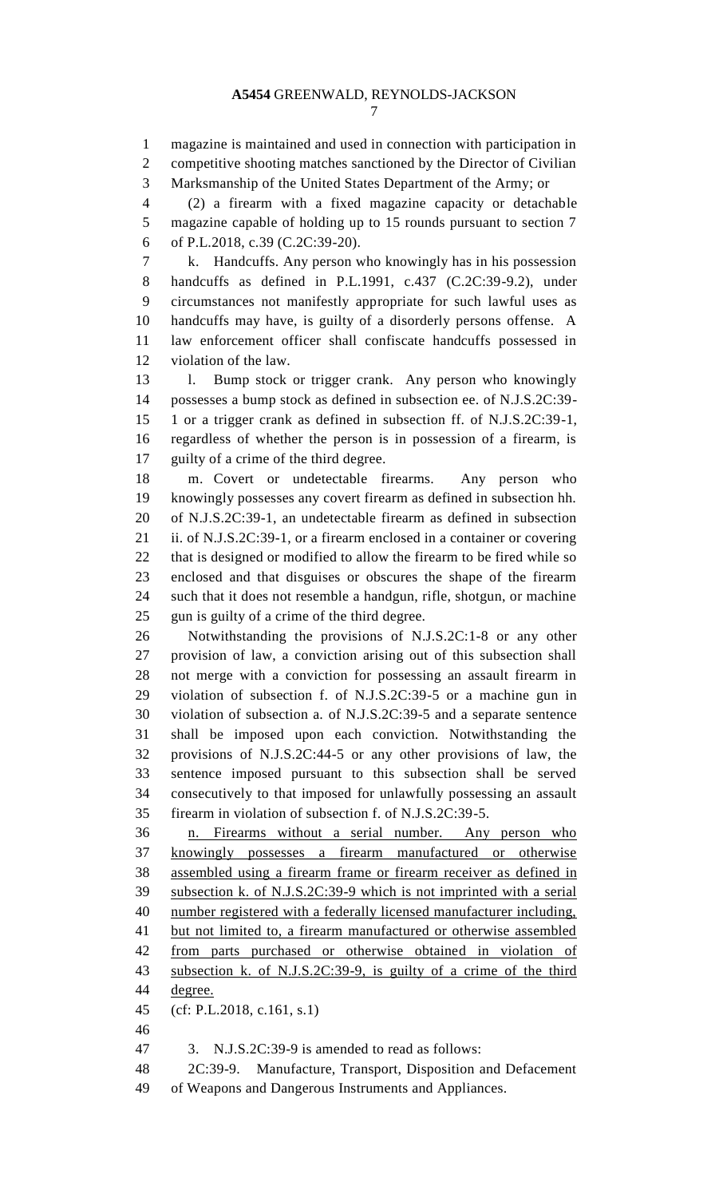magazine is maintained and used in connection with participation in competitive shooting matches sanctioned by the Director of Civilian Marksmanship of the United States Department of the Army; or

(2) a firearm with a fixed magazine capacity or detachable magazine capable of holding up to 15 rounds pursuant to section 7 of P.L.2018, c.39 (C.2C:39-20).

k. Handcuffs. Any person who knowingly has in his possession handcuffs as defined in P.L.1991, c.437 (C.2C:39-9.2), under circumstances not manifestly appropriate for such lawful uses as handcuffs may have, is guilty of a disorderly persons offense. A law enforcement officer shall confiscate handcuffs possessed in violation of the law.

l. Bump stock or trigger crank. Any person who knowingly possesses a bump stock as defined in subsection ee. of N.J.S.2C:39-1 or a trigger crank as defined in subsection ff. of N.J.S.2C:39-1, regardless of whether the person is in possession of a firearm, is guilty of a crime of the third degree.

m. Covert or undetectable firearms. Any person who knowingly possesses any covert firearm as defined in subsection hh. of N.J.S.2C:39-1, an undetectable firearm as defined in subsection ii. of N.J.S.2C:39-1, or a firearm enclosed in a container or covering that is designed or modified to allow the firearm to be fired while so enclosed and that disguises or obscures the shape of the firearm such that it does not resemble a handgun, rifle, shotgun, or machine gun is guilty of a crime of the third degree.

Notwithstanding the provisions of N.J.S.2C:1-8 or any other provision of law, a conviction arising out of this subsection shall not merge with a conviction for possessing an assault firearm in violation of subsection f. of N.J.S.2C:39-5 or a machine gun in violation of subsection a. of N.J.S.2C:39-5 and a separate sentence shall be imposed upon each conviction. Notwithstanding the provisions of N.J.S.2C:44-5 or any other provisions of law, the sentence imposed pursuant to this subsection shall be served consecutively to that imposed for unlawfully possessing an assault firearm in violation of subsection f. of N.J.S.2C:39-5.

n. Firearms without a serial number. Any person who knowingly possesses a firearm manufactured or otherwise assembled using a firearm frame or firearm receiver as defined in subsection k. of N.J.S.2C:39-9 which is not imprinted with a serial number registered with a federally licensed manufacturer including, but not limited to, a firearm manufactured or otherwise assembled from parts purchased or otherwise obtained in violation of subsection k. of N.J.S.2C:39-9, is guilty of a crime of the third degree.

(cf: P.L.2018, c.161, s.1)

3. N.J.S.2C:39-9 is amended to read as follows:

2C:39-9. Manufacture, Transport, Disposition and Defacement of Weapons and Dangerous Instruments and Appliances.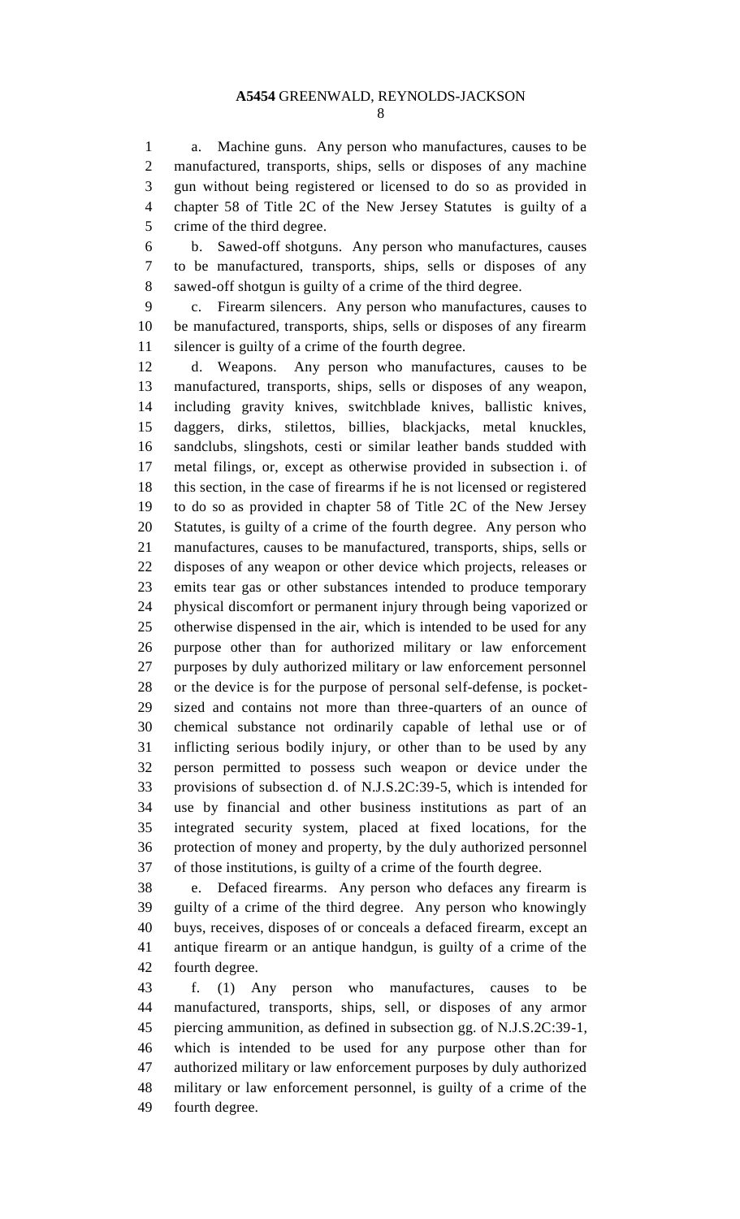a. Machine guns. Any person who manufactures, causes to be manufactured, transports, ships, sells or disposes of any machine gun without being registered or licensed to do so as provided in chapter 58 of Title 2C of the New Jersey Statutes is guilty of a crime of the third degree.

b. Sawed-off shotguns. Any person who manufactures, causes to be manufactured, transports, ships, sells or disposes of any sawed-off shotgun is guilty of a crime of the third degree.

c. Firearm silencers. Any person who manufactures, causes to be manufactured, transports, ships, sells or disposes of any firearm silencer is guilty of a crime of the fourth degree.

d. Weapons. Any person who manufactures, causes to be manufactured, transports, ships, sells or disposes of any weapon, including gravity knives, switchblade knives, ballistic knives, daggers, dirks, stilettos, billies, blackjacks, metal knuckles, sandclubs, slingshots, cesti or similar leather bands studded with metal filings, or, except as otherwise provided in subsection i. of this section, in the case of firearms if he is not licensed or registered to do so as provided in chapter 58 of Title 2C of the New Jersey Statutes, is guilty of a crime of the fourth degree. Any person who manufactures, causes to be manufactured, transports, ships, sells or disposes of any weapon or other device which projects, releases or emits tear gas or other substances intended to produce temporary physical discomfort or permanent injury through being vaporized or otherwise dispensed in the air, which is intended to be used for any purpose other than for authorized military or law enforcement purposes by duly authorized military or law enforcement personnel or the device is for the purpose of personal self-defense, is pocket-sized and contains not more than three-quarters of an ounce of chemical substance not ordinarily capable of lethal use or of inflicting serious bodily injury, or other than to be used by any person permitted to possess such weapon or device under the provisions of subsection d. of N.J.S.2C:39-5, which is intended for use by financial and other business institutions as part of an integrated security system, placed at fixed locations, for the protection of money and property, by the duly authorized personnel of those institutions, is guilty of a crime of the fourth degree.

e. Defaced firearms. Any person who defaces any firearm is guilty of a crime of the third degree. Any person who knowingly buys, receives, disposes of or conceals a defaced firearm, except an antique firearm or an antique handgun, is guilty of a crime of the fourth degree.

f. (1) Any person who manufactures, causes to be manufactured, transports, ships, sell, or disposes of any armor piercing ammunition, as defined in subsection gg. of N.J.S.2C:39-1, which is intended to be used for any purpose other than for authorized military or law enforcement purposes by duly authorized military or law enforcement personnel, is guilty of a crime of the fourth degree.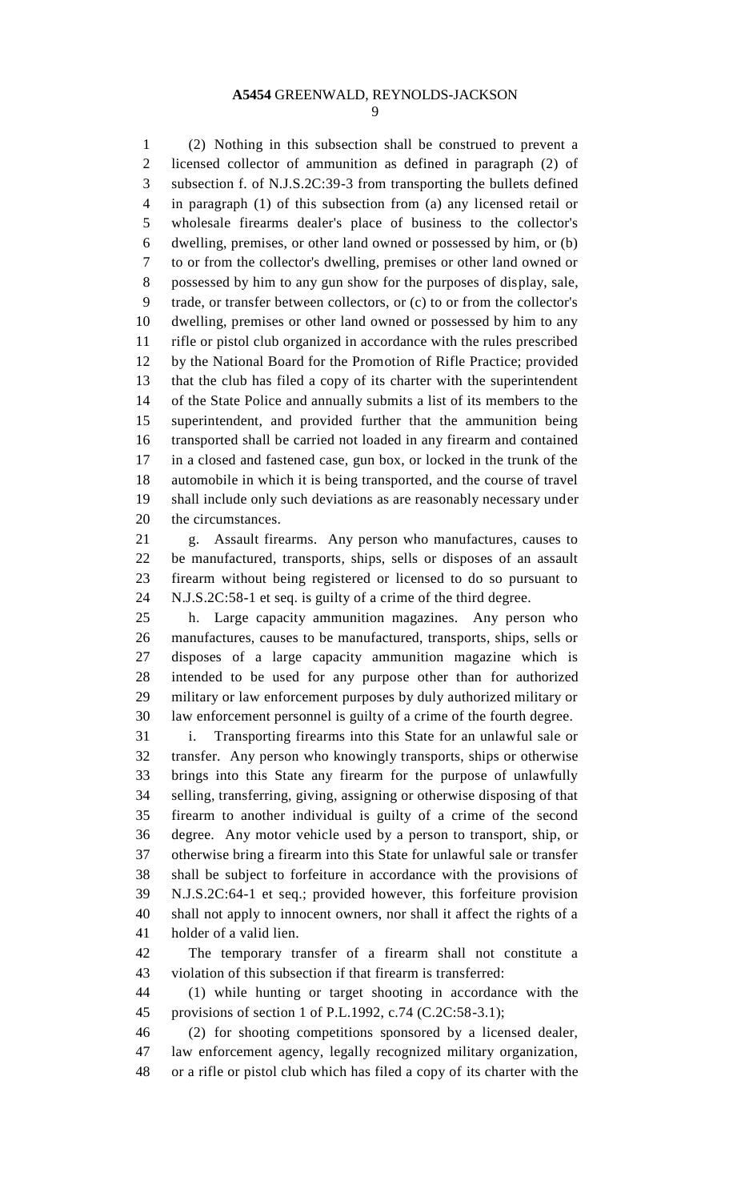(2) Nothing in this subsection shall be construed to prevent a licensed collector of ammunition as defined in paragraph (2) of subsection f. of N.J.S.2C:39-3 from transporting the bullets defined in paragraph (1) of this subsection from (a) any licensed retail or wholesale firearms dealer's place of business to the collector's dwelling, premises, or other land owned or possessed by him, or (b) to or from the collector's dwelling, premises or other land owned or possessed by him to any gun show for the purposes of display, sale, trade, or transfer between collectors, or (c) to or from the collector's dwelling, premises or other land owned or possessed by him to any rifle or pistol club organized in accordance with the rules prescribed by the National Board for the Promotion of Rifle Practice; provided that the club has filed a copy of its charter with the superintendent of the State Police and annually submits a list of its members to the superintendent, and provided further that the ammunition being transported shall be carried not loaded in any firearm and contained in a closed and fastened case, gun box, or locked in the trunk of the automobile in which it is being transported, and the course of travel shall include only such deviations as are reasonably necessary under the circumstances.

g. Assault firearms. Any person who manufactures, causes to be manufactured, transports, ships, sells or disposes of an assault firearm without being registered or licensed to do so pursuant to N.J.S.2C:58-1 et seq. is guilty of a crime of the third degree.

h. Large capacity ammunition magazines. Any person who manufactures, causes to be manufactured, transports, ships, sells or disposes of a large capacity ammunition magazine which is intended to be used for any purpose other than for authorized military or law enforcement purposes by duly authorized military or law enforcement personnel is guilty of a crime of the fourth degree.

i. Transporting firearms into this State for an unlawful sale or transfer. Any person who knowingly transports, ships or otherwise brings into this State any firearm for the purpose of unlawfully selling, transferring, giving, assigning or otherwise disposing of that firearm to another individual is guilty of a crime of the second degree. Any motor vehicle used by a person to transport, ship, or otherwise bring a firearm into this State for unlawful sale or transfer shall be subject to forfeiture in accordance with the provisions of N.J.S.2C:64-1 et seq.; provided however, this forfeiture provision shall not apply to innocent owners, nor shall it affect the rights of a holder of a valid lien.

The temporary transfer of a firearm shall not constitute a violation of this subsection if that firearm is transferred:

(1) while hunting or target shooting in accordance with the provisions of section 1 of P.L.1992, c.74 (C.2C:58-3.1);

(2) for shooting competitions sponsored by a licensed dealer, law enforcement agency, legally recognized military organization, or a rifle or pistol club which has filed a copy of its charter with the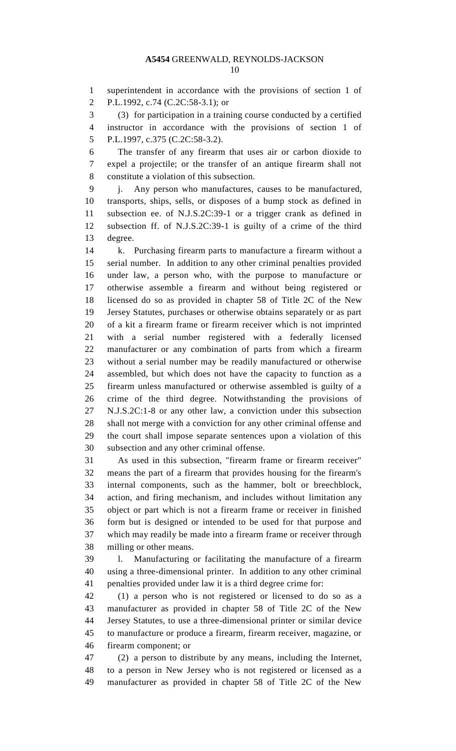superintendent in accordance with the provisions of section 1 of P.L.1992, c.74 (C.2C:58-3.1); or

(3) for participation in a training course conducted by a certified instructor in accordance with the provisions of section 1 of P.L.1997, c.375 (C.2C:58-3.2).

The transfer of any firearm that uses air or carbon dioxide to expel a projectile; or the transfer of an antique firearm shall not constitute a violation of this subsection.

j. Any person who manufactures, causes to be manufactured, transports, ships, sells, or disposes of a bump stock as defined in subsection ee. of N.J.S.2C:39-1 or a trigger crank as defined in subsection ff. of N.J.S.2C:39-1 is guilty of a crime of the third degree.

k. Purchasing firearm parts to manufacture a firearm without a serial number. In addition to any other criminal penalties provided under law, a person who, with the purpose to manufacture or otherwise assemble a firearm and without being registered or licensed do so as provided in chapter 58 of Title 2C of the New Jersey Statutes, purchases or otherwise obtains separately or as part of a kit a firearm frame or firearm receiver which is not imprinted with a serial number registered with a federally licensed manufacturer or any combination of parts from which a firearm without a serial number may be readily manufactured or otherwise assembled, but which does not have the capacity to function as a firearm unless manufactured or otherwise assembled is guilty of a crime of the third degree. Notwithstanding the provisions of N.J.S.2C:1-8 or any other law, a conviction under this subsection shall not merge with a conviction for any other criminal offense and the court shall impose separate sentences upon a violation of this subsection and any other criminal offense.

As used in this subsection, "firearm frame or firearm receiver" means the part of a firearm that provides housing for the firearm's internal components, such as the hammer, bolt or breechblock, action, and firing mechanism, and includes without limitation any object or part which is not a firearm frame or receiver in finished form but is designed or intended to be used for that purpose and which may readily be made into a firearm frame or receiver through milling or other means.

l. Manufacturing or facilitating the manufacture of a firearm using a three-dimensional printer. In addition to any other criminal penalties provided under law it is a third degree crime for:

(1) a person who is not registered or licensed to do so as a manufacturer as provided in chapter 58 of Title 2C of the New Jersey Statutes, to use a three-dimensional printer or similar device to manufacture or produce a firearm, firearm receiver, magazine, or firearm component; or

(2) a person to distribute by any means, including the Internet, to a person in New Jersey who is not registered or licensed as a manufacturer as provided in chapter 58 of Title 2C of the New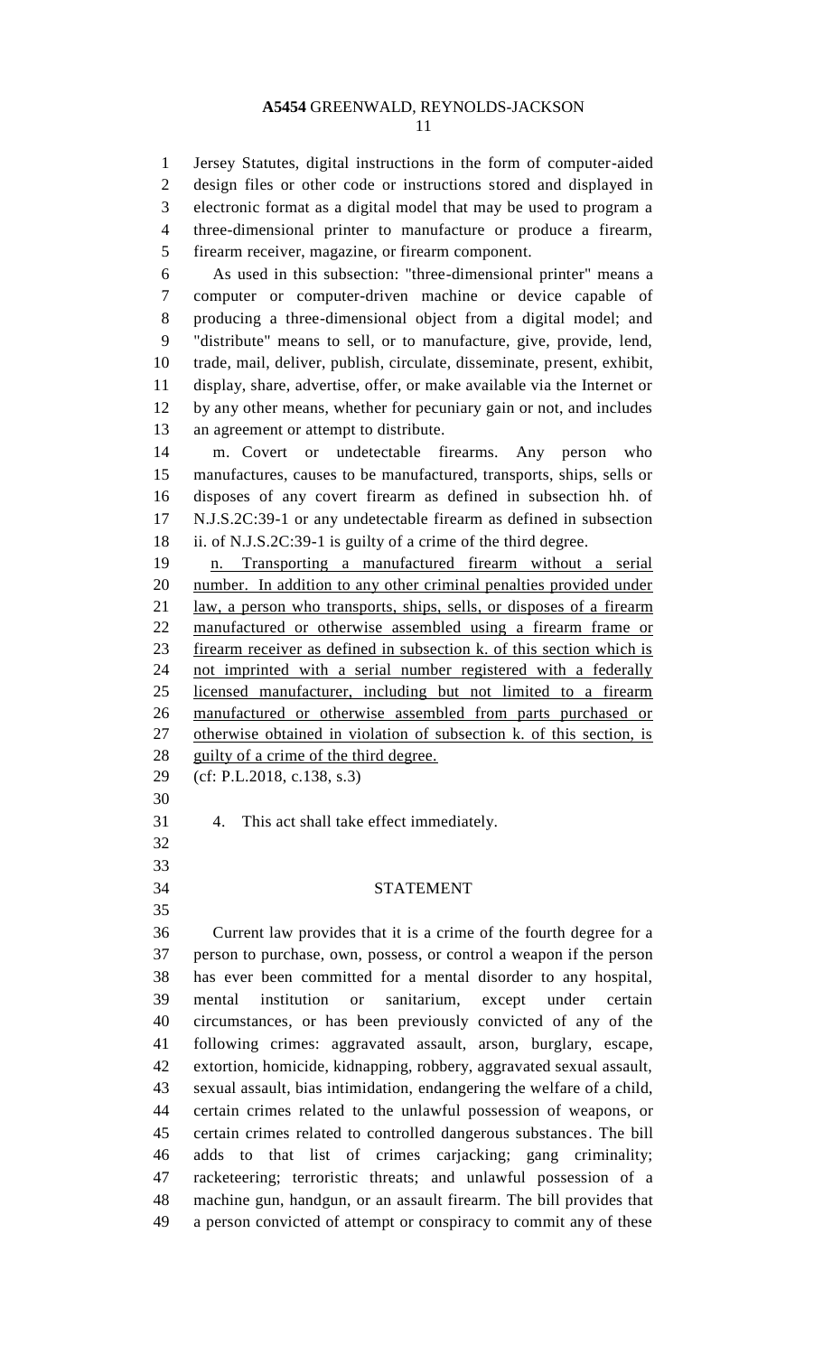Jersey Statutes, digital instructions in the form of computer-aided design files or other code or instructions stored and displayed in electronic format as a digital model that may be used to program a three-dimensional printer to manufacture or produce a firearm, firearm receiver, magazine, or firearm component.

As used in this subsection: "three-dimensional printer" means a computer or computer-driven machine or device capable of producing a three-dimensional object from a digital model; and "distribute" means to sell, or to manufacture, give, provide, lend, trade, mail, deliver, publish, circulate, disseminate, present, exhibit, display, share, advertise, offer, or make available via the Internet or by any other means, whether for pecuniary gain or not, and includes an agreement or attempt to distribute.

m. Covert or undetectable firearms. Any person who manufactures, causes to be manufactured, transports, ships, sells or disposes of any covert firearm as defined in subsection hh. of N.J.S.2C:39-1 or any undetectable firearm as defined in subsection ii. of N.J.S.2C:39-1 is guilty of a crime of the third degree.

n. Transporting a manufactured firearm without a serial number. In addition to any other criminal penalties provided under law, a person who transports, ships, sells, or disposes of a firearm manufactured or otherwise assembled using a firearm frame or firearm receiver as defined in subsection k. of this section which is not imprinted with a serial number registered with a federally licensed manufacturer, including but not limited to a firearm manufactured or otherwise assembled from parts purchased or otherwise obtained in violation of subsection k. of this section, is guilty of a crime of the third degree.

(cf: P.L.2018, c.138, s.3)

4. This act shall take effect immediately.

## STATEMENT

Current law provides that it is a crime of the fourth degree for a person to purchase, own, possess, or control a weapon if the person has ever been committed for a mental disorder to any hospital, mental institution or sanitarium, except under certain circumstances, or has been previously convicted of any of the following crimes: aggravated assault, arson, burglary, escape, extortion, homicide, kidnapping, robbery, aggravated sexual assault, sexual assault, bias intimidation, endangering the welfare of a child, certain crimes related to the unlawful possession of weapons, or certain crimes related to controlled dangerous substances. The bill adds to that list of crimes carjacking; gang criminality; racketeering; terroristic threats; and unlawful possession of a machine gun, handgun, or an assault firearm. The bill provides that a person convicted of attempt or conspiracy to commit any of these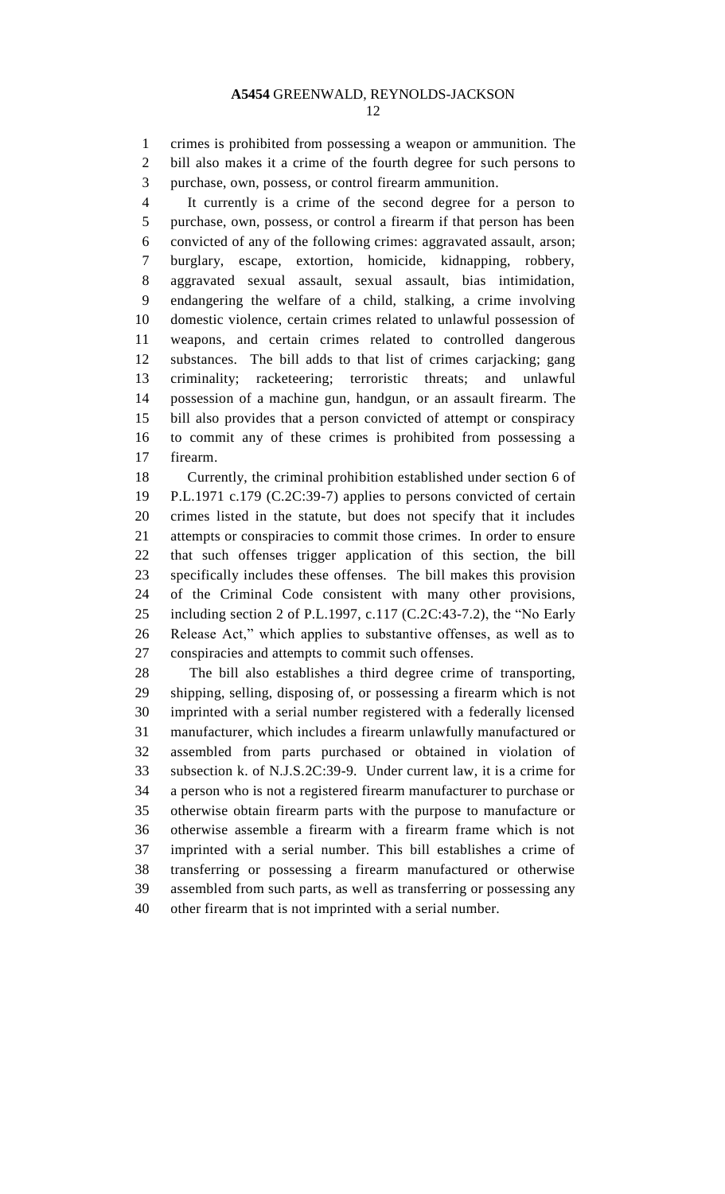crimes is prohibited from possessing a weapon or ammunition. The bill also makes it a crime of the fourth degree for such persons to purchase, own, possess, or control firearm ammunition.

It currently is a crime of the second degree for a person to purchase, own, possess, or control a firearm if that person has been convicted of any of the following crimes: aggravated assault, arson; burglary, escape, extortion, homicide, kidnapping, robbery, aggravated sexual assault, sexual assault, bias intimidation, endangering the welfare of a child, stalking, a crime involving domestic violence, certain crimes related to unlawful possession of weapons, and certain crimes related to controlled dangerous substances. The bill adds to that list of crimes carjacking; gang criminality; racketeering; terroristic threats; and unlawful possession of a machine gun, handgun, or an assault firearm. The bill also provides that a person convicted of attempt or conspiracy to commit any of these crimes is prohibited from possessing a firearm.

Currently, the criminal prohibition established under section 6 of P.L.1971 c.179 (C.2C:39-7) applies to persons convicted of certain crimes listed in the statute, but does not specify that it includes attempts or conspiracies to commit those crimes. In order to ensure that such offenses trigger application of this section, the bill specifically includes these offenses. The bill makes this provision of the Criminal Code consistent with many other provisions, including section 2 of P.L.1997, c.117 (C.2C:43-7.2), the "No Early Release Act," which applies to substantive offenses, as well as to conspiracies and attempts to commit such offenses.

The bill also establishes a third degree crime of transporting, shipping, selling, disposing of, or possessing a firearm which is not imprinted with a serial number registered with a federally licensed manufacturer, which includes a firearm unlawfully manufactured or assembled from parts purchased or obtained in violation of subsection k. of N.J.S.2C:39-9. Under current law, it is a crime for a person who is not a registered firearm manufacturer to purchase or otherwise obtain firearm parts with the purpose to manufacture or otherwise assemble a firearm with a firearm frame which is not imprinted with a serial number. This bill establishes a crime of transferring or possessing a firearm manufactured or otherwise assembled from such parts, as well as transferring or possessing any other firearm that is not imprinted with a serial number.